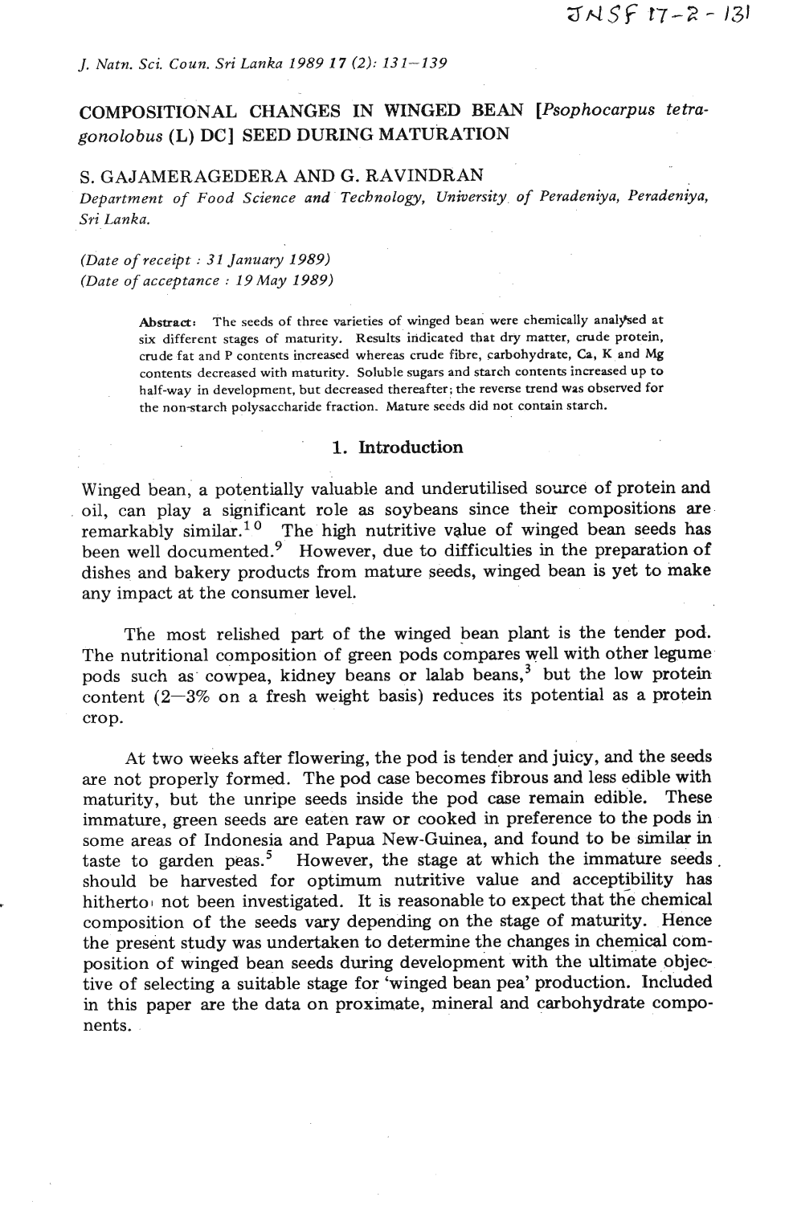# COMPOSITIONAL CHANGES IN WINGED BEAN [*Psophocarpus tetragonolobus* (L) DC] SEED DURING MATURATION

S. GAJAMERAGEDERA AND G. RAVINDRAN

*Department of Food Science and Technology, University of Peradeniya, Peradeniya, Sri Lanka.*

*(Date of receipt : 31 January 1989)*
*(Date of acceptance : 19 May 1989)*

**Abstract:** The seeds of three varieties of winged bean were chemically analysed at six different stages of maturity. Results indicated that dry matter, crude protein, crude fat and P contents increased whereas crude fibre, carbohydrate, Ca, K and Mg contents decreased with maturity. Soluble sugars and starch contents increased up to half-way in development, but decreased thereafter; the reverse trend was observed for the non-starch polysaccharide fraction. Mature seeds did not contain starch.

## 1. Introduction

Winged bean, a potentially valuable and underutilised source of protein and oil, can play a significant role as soybeans since their compositions are remarkably similar.[10] The high nutritive value of winged bean seeds has been well documented.[9] However, due to difficulties in the preparation of dishes and bakery products from mature seeds, winged bean is yet to make any impact at the consumer level.

The most relished part of the winged bean plant is the tender pod. The nutritional composition of green pods compares well with other legume pods such as cowpea, kidney beans or lalab beans,[3] but the low protein content (2—3% on a fresh weight basis) reduces its potential as a protein crop.

At two weeks after flowering, the pod is tender and juicy, and the seeds are not properly formed. The pod case becomes fibrous and less edible with maturity, but the unripe seeds inside the pod case remain edible. These immature, green seeds are eaten raw or cooked in preference to the pods in some areas of Indonesia and Papua New-Guinea, and found to be similar in taste to garden peas.[5] However, the stage at which the immature seeds should be harvested for optimum nutritive value and acceptibility has hitherto not been investigated. It is reasonable to expect that the chemical composition of the seeds vary depending on the stage of maturity. Hence the present study was undertaken to determine the changes in chemical composition of winged bean seeds during development with the ultimate objective of selecting a suitable stage for 'winged bean pea' production. Included in this paper are the data on proximate, mineral and carbohydrate components.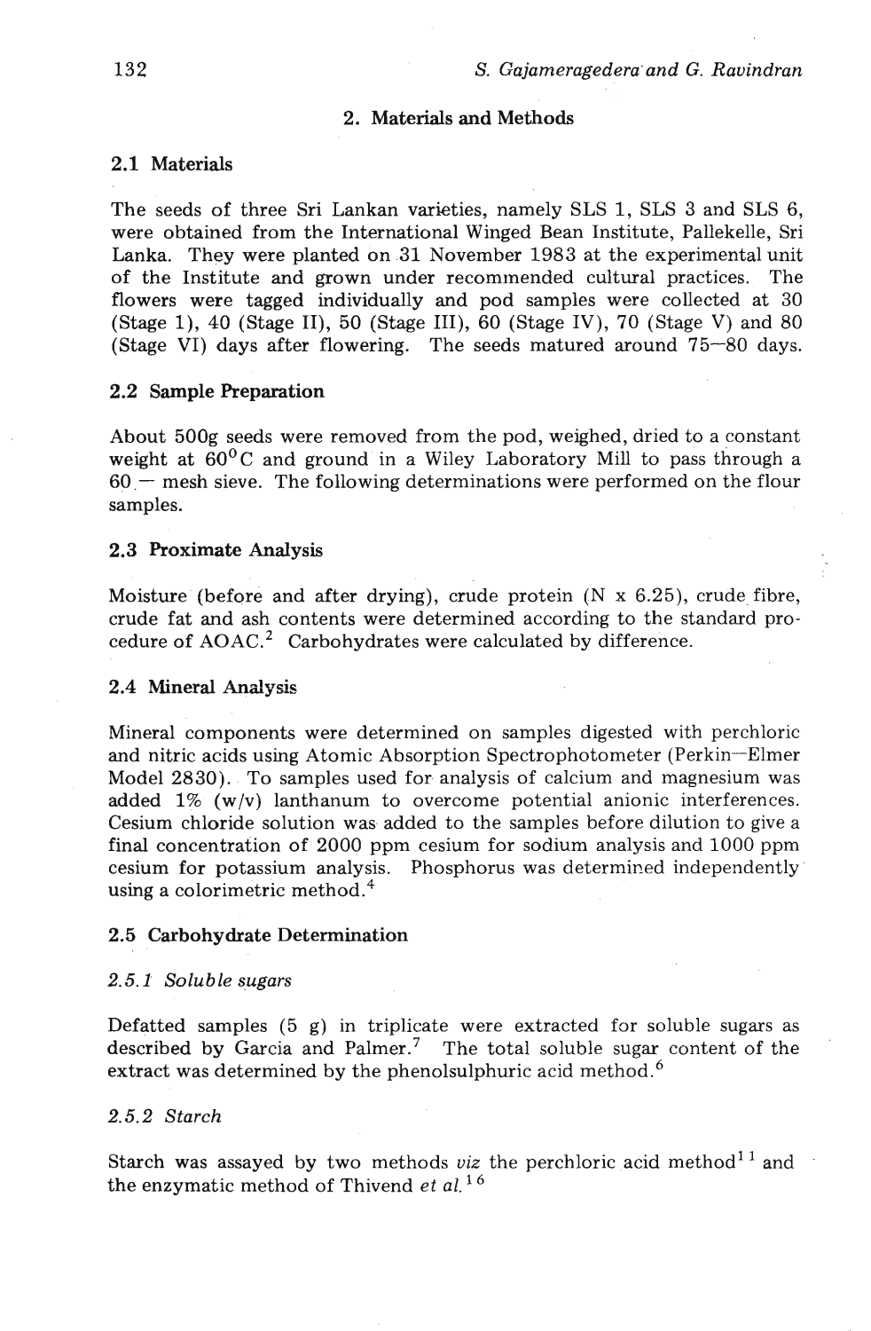## 2. Materials and Methods

### 2.1 Materials

The seeds of three Sri Lankan varieties, namely SLS 1, SLS 3 and SLS 6, were obtained from the International Winged Bean Institute, Pallekelle, Sri Lanka. They were planted on 31 November 1983 at the experimental unit of the Institute and grown under recommended cultural practices. The flowers were tagged individually and pod samples were collected at 30 (Stage 1), 40 (Stage II), 50 (Stage III), 60 (Stage IV), 70 (Stage V) and 80 (Stage VI) days after flowering. The seeds matured around 75—80 days.

### 2.2 Sample Preparation

About 500g seeds were removed from the pod, weighed, dried to a constant weight at 60°C and ground in a Wiley Laboratory Mill to pass through a 60 — mesh sieve. The following determinations were performed on the flour samples.

### 2.3 Proximate Analysis

Moisture (before and after drying), crude protein (N x 6.25), crude fibre, crude fat and ash contents were determined according to the standard procedure of AOAC.[2] Carbohydrates were calculated by difference.

### 2.4 Mineral Analysis

Mineral components were determined on samples digested with perchloric and nitric acids using Atomic Absorption Spectrophotometer (Perkin—Elmer Model 2830). To samples used for analysis of calcium and magnesium was added 1% (w/v) lanthanum to overcome potential anionic interferences. Cesium chloride solution was added to the samples before dilution to give a final concentration of 2000 ppm cesium for sodium analysis and 1000 ppm cesium for potassium analysis. Phosphorus was determined independently using a colorimetric method.[4]

### 2.5 Carbohydrate Determination

#### *2.5.1 Soluble sugars*

Defatted samples (5 g) in triplicate were extracted for soluble sugars as described by Garcia and Palmer.[7] The total soluble sugar content of the extract was determined by the phenolsulphuric acid method.[6]

#### *2.5.2 Starch*

Starch was assayed by two methods *viz* the perchloric acid method[11] and the enzymatic method of Thivend *et al.*[16]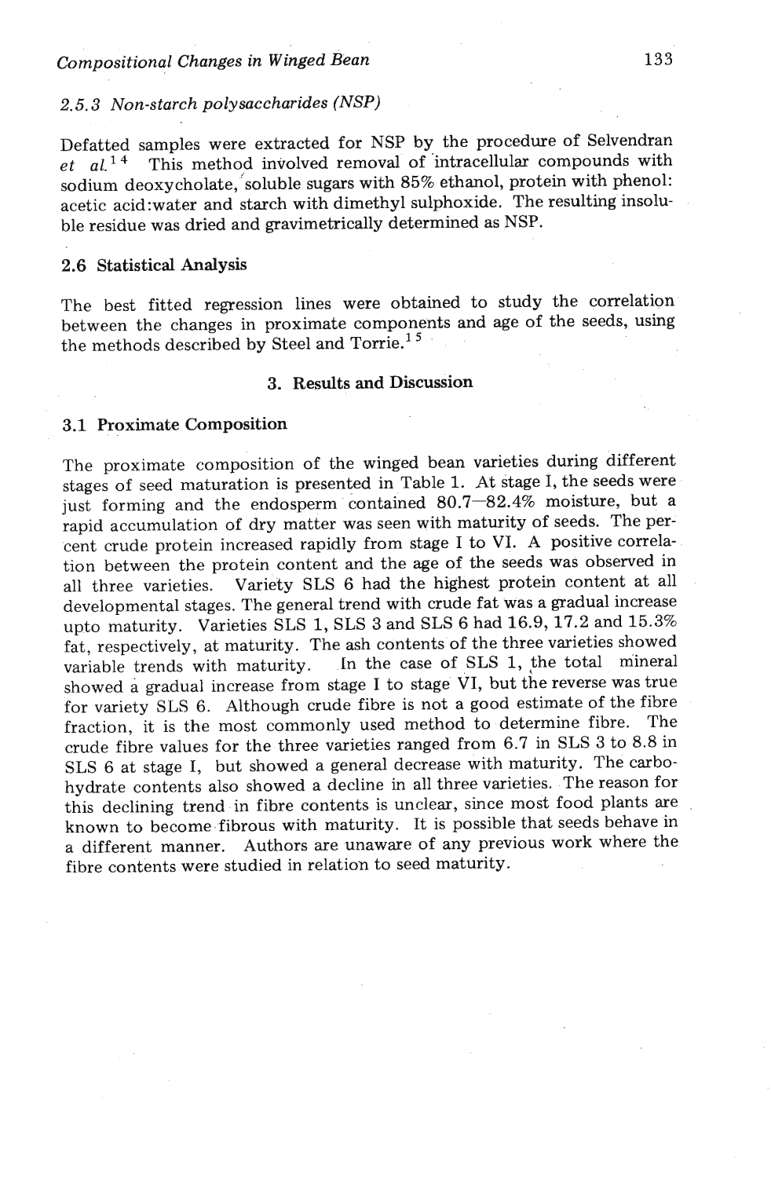#### 2.5.3 Non-starch polysaccharides (NSP)

Defatted samples were extracted for NSP by the procedure of Selvendran *et al.*[14] This method involved removal of intracellular compounds with sodium deoxycholate, soluble sugars with 85% ethanol, protein with phenol: acetic acid:water and starch with dimethyl sulphoxide. The resulting insoluble residue was dried and gravimetrically determined as NSP.

### 2.6 Statistical Analysis

The best fitted regression lines were obtained to study the correlation between the changes in proximate components and age of the seeds, using the methods described by Steel and Torrie.[15]

## 3. Results and Discussion

### 3.1 Proximate Composition

The proximate composition of the winged bean varieties during different stages of seed maturation is presented in Table 1. At stage I, the seeds were just forming and the endosperm contained 80.7–82.4% moisture, but a rapid accumulation of dry matter was seen with maturity of seeds. The percent crude protein increased rapidly from stage I to VI. A positive correlation between the protein content and the age of the seeds was observed in all three varieties. Variety SLS 6 had the highest protein content at all developmental stages. The general trend with crude fat was a gradual increase upto maturity. Varieties SLS 1, SLS 3 and SLS 6 had 16.9, 17.2 and 15.3% fat, respectively, at maturity. The ash contents of the three varieties showed variable trends with maturity. In the case of SLS 1, the total mineral showed a gradual increase from stage I to stage VI, but the reverse was true for variety SLS 6. Although crude fibre is not a good estimate of the fibre fraction, it is the most commonly used method to determine fibre. The crude fibre values for the three varieties ranged from 6.7 in SLS 3 to 8.8 in SLS 6 at stage I, but showed a general decrease with maturity. The carbohydrate contents also showed a decline in all three varieties. The reason for this declining trend in fibre contents is unclear, since most food plants are known to become fibrous with maturity. It is possible that seeds behave in a different manner. Authors are unaware of any previous work where the fibre contents were studied in relation to seed maturity.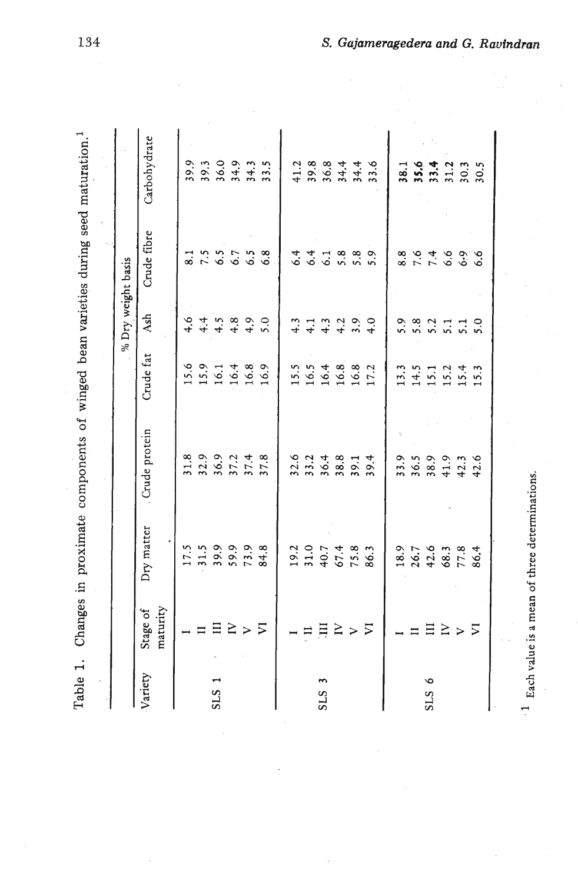Table 1. Changes in proximate components of winged bean varieties during seed maturation.[1]

| Variety | Stage of maturity | Dry matter | % Dry weight basis | | | | |
|---|---|---|---|---|---|---|---|
| | | | Crude protein | Crude fat | Ash | Crude fibre | Carbohydrate |
| SLS 1 | I | 17.5 | 31.8 | 15.6 | 4.6 | 8.1 | 39.9 |
| | II | 31.5 | 32.9 | 15.9 | 4.4 | 7.5 | 39.3 |
| | III | 39.9 | 36.9 | 16.1 | 4.5 | 6.5 | 36.0 |
| | IV | 59.9 | 37.2 | 16.4 | 4.8 | 6.7 | 34.9 |
| | V | 73.9 | 37.4 | 16.8 | 4.9 | 6.5 | 34.3 |
| | VI | 84.8 | 37.8 | 16.9 | 5.0 | 6.8 | 33.5 |
| SLS 3 | I | 19.2 | 32.6 | 15.5 | 4.3 | 6.4 | 41.2 |
| | II | 31.0 | 33.2 | 16.5 | 4.1 | 6.4 | 39.8 |
| | III | 40.7 | 36.4 | 16.4 | 4.3 | 6.1 | 36.8 |
| | IV | 67.4 | 38.8 | 16.8 | 4.2 | 5.8 | 34.4 |
| | V | 75.8 | 39.1 | 16.8 | 3.9 | 5.8 | 34.4 |
| | VI | 86.3 | 39.4 | 17.2 | 4.0 | 5.9 | 33.6 |
| SLS 6 | I | 18.9 | 33.9 | 13.3 | 5.9 | 8.8 | 38.1 |
| | II | 26.7 | 36.5 | 14.5 | 5.8 | 7.6 | 35.6 |
| | III | 42.6 | 38.9 | 15.1 | 5.2 | 7.4 | 33.4 |
| | IV | 68.3 | 41.9 | 15.2 | 5.1 | 6.6 | 31.2 |
| | V | 77.8 | 42.3 | 15.4 | 5.1 | 6.9 | 30.3 |
| | VI | 86.4 | 42.6 | 15.3 | 5.0 | 6.6 | 30.5 |

[1] Each value is a mean of three determinations.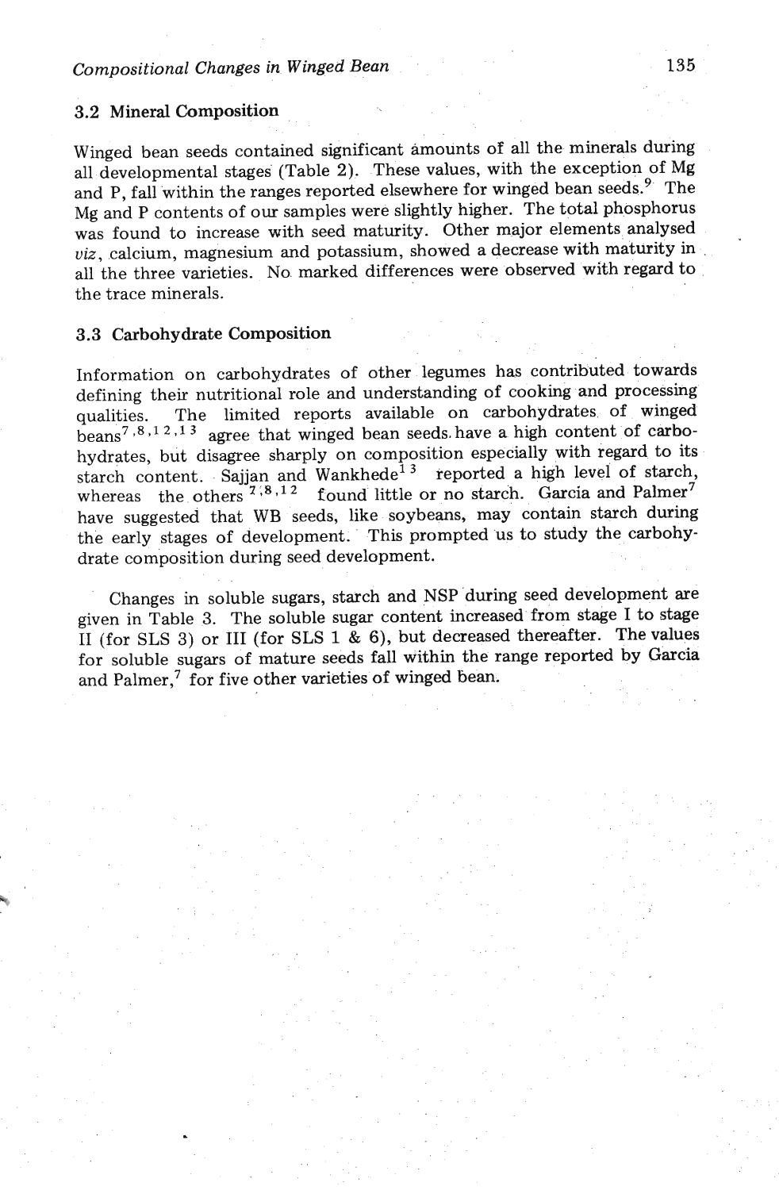### 3.2 Mineral Composition

Winged bean seeds contained significant amounts of all the minerals during all developmental stages (Table 2). These values, with the exception of Mg and P, fall within the ranges reported elsewhere for winged bean seeds.[9] The Mg and P contents of our samples were slightly higher. The total phosphorus was found to increase with seed maturity. Other major elements analysed *viz*, calcium, magnesium and potassium, showed a decrease with maturity in all the three varieties. No marked differences were observed with regard to the trace minerals.

### 3.3 Carbohydrate Composition

Information on carbohydrates of other legumes has contributed towards defining their nutritional role and understanding of cooking and processing qualities. The limited reports available on carbohydrates of winged beans[7,8,12,13] agree that winged bean seeds have a high content of carbohydrates, but disagree sharply on composition especially with regard to its starch content. Sajjan and Wankhede[13] reported a high level of starch, whereas the others[7,8,12] found little or no starch. Garcia and Palmer[7] have suggested that WB seeds, like soybeans, may contain starch during the early stages of development. This prompted us to study the carbohydrate composition during seed development.

Changes in soluble sugars, starch and NSP during seed development are given in Table 3. The soluble sugar content increased from stage I to stage II (for SLS 3) or III (for SLS 1 & 6), but decreased thereafter. The values for soluble sugars of mature seeds fall within the range reported by Garcia and Palmer,[7] for five other varieties of winged bean.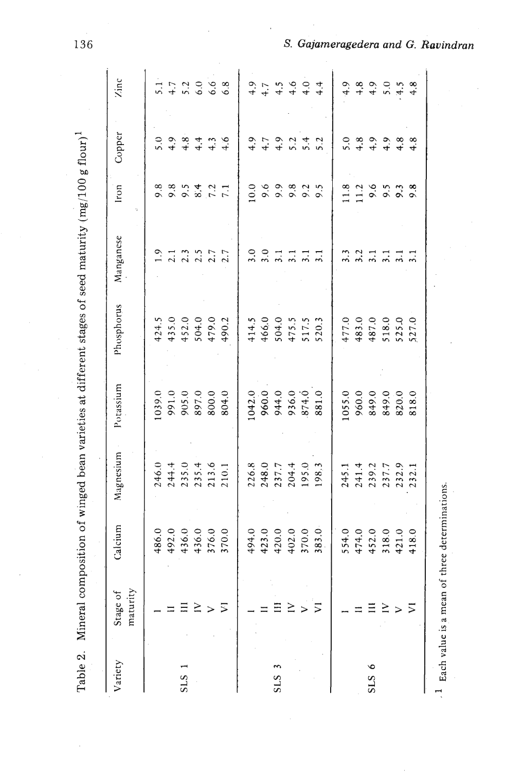Table 2. Mineral composition of winged bean varieties at different stages of seed maturity (mg/100 g flour)[1]

| Variety | Stage of maturity | Calcium | Magnesium | Potassium | Phosphorus | Manganese | Iron | Copper | Zinc |
|---|---|---|---|---|---|---|---|---|---|
| SLS 1 | I | 486.0 | 246.0 | 1039.0 | 424.5 | 1.9 | 9.8 | 5.0 | 5.1 |
| | II | 492.0 | 244.4 | 991.0 | 435.0 | 2.1 | 9.8 | 4.9 | 4.7 |
| | III | 436.0 | 235.0 | 905.0 | 452.0 | 2.3 | 9.5 | 4.8 | 5.2 |
| | IV | 436.0 | 235.4 | 897.0 | 504.0 | 2.5 | 8.4 | 4.4 | 6.0 |
| | V | 376.0 | 213.6 | 800.0 | 479.0 | 2.7 | 7.2 | 4.3 | 6.6 |
| | VI | 370.0 | 210.1 | 804.0 | 490.2 | 2.7 | 7.1 | 4.6 | 6.8 |
| SLS 3 | I | 494.0 | 226.8 | 1042.0 | 414.5 | 3.0 | 10.0 | 4.9 | 4.9 |
| | II | 423.0 | 248.0 | 960.0 | 466.0 | 3.0 | 9.6 | 4.7 | 4.7 |
| | III | 420.0 | 237.7 | 944.0 | 504.0 | 3.1 | 9.9 | 4.9 | 4.5 |
| | IV | 402.0 | 204.4 | 936.0 | 475.5 | 3.1 | 9.8 | 5.2 | 4.6 |
| | V | 370.0 | 195.0 | 874.0 | 517.5 | 3.1 | 9.2 | 5.4 | 4.0 |
| | VI | 383.0 | 198.3 | 881.0 | 520.3 | 3.1 | 9.5 | 5.2 | 4.4 |
| SLS 6 | I | 554.0 | 245.1 | 1055.0 | 477.0 | 3.3 | 11.8 | 5.0 | 4.9 |
| | II | 474.0 | 241.4 | 960.0 | 483.0 | 3.2 | 11.2 | 4.8 | 4.8 |
| | III | 452.0 | 239.2 | 849.0 | 487.0 | 3.1 | 9.6 | 4.9 | 4.9 |
| | IV | 318.0 | 237.7 | 849.0 | 518.0 | 3.1 | 9.5 | 4.9 | 5.0 |
| | V | 421.0 | 232.9 | 820.0 | 525.0 | 3.1 | 9.3 | 4.8 | 4.5 |
| | VI | 418.0 | 232.1 | 818.0 | 527.0 | 3.1 | 9.8 | 4.8 | 4.8 |

[1] Each value is a mean of three determinations.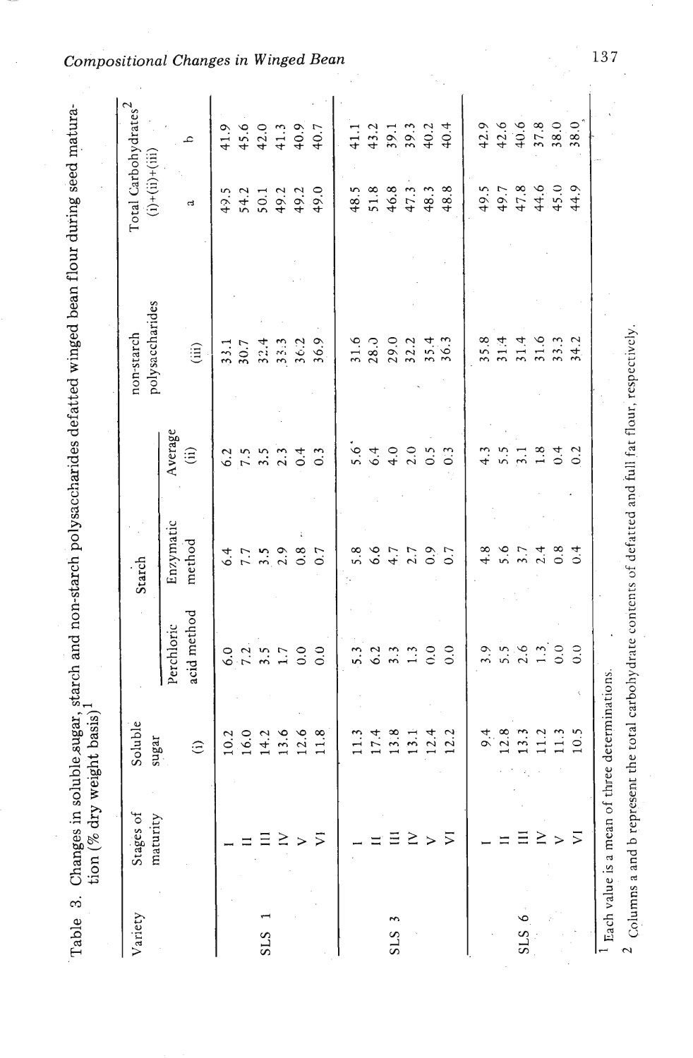Table 3. Changes in soluble sugar, starch and non-starch polysaccharides defatted winged bean flour during seed maturation (% dry weight basis)[1]

| Variety | Stages of maturity | Soluble sugar | Starch | | | non-starch polysaccharides | Total Carbohydrates[2] (i)+(ii)+(iii) | |
|---|---|---|---|---|---|---|---|---|
| | | (i) | Perchloric acid method | Enzymatic method | Average (ii) | (iii) | a | b |
| SLS 1 | I | 10.2 | 6.0 | 6.4 | 6.2 | 33.1 | 49.5 | 41.9 |
| | II | 16.0 | 7.2 | 7.7 | 7.5 | 30.7 | 54.2 | 45.6 |
| | III | 14.2 | 3.5 | 3.5 | 3.5 | 32.4 | 50.1 | 42.0 |
| | IV | 13.6 | 1.7 | 2.9 | 2.3 | 33.3 | 49.2 | 41.3 |
| | V | 12.6 | 0.0 | 0.8 | 0.4 | 36.2 | 49.2 | 40.9 |
| | VI | 11.8 | 0.0 | 0.7 | 0.3 | 36.9 | 49.0 | 40.7 |
| SLS 3 | I | 11.3 | 5.3 | 5.8 | 5.6 | 31.6 | 48.5 | 41.1 |
| | II | 17.4 | 6.2 | 6.6 | 6.4 | 28.0 | 51.8 | 43.2 |
| | III | 13.8 | 3.3 | 4.7 | 4.0 | 29.0 | 46.8 | 39.1 |
| | IV | 13.1 | 1.3 | 2.7 | 2.0 | 32.2 | 47.3 | 39.3 |
| | V | 12.4 | 0.0 | 0.9 | 0.5 | 35.4 | 48.3 | 40.2 |
| | VI | 12.2 | 0.0 | 0.7 | 0.3 | 36.3 | 48.8 | 40.4 |
| SLS 6 | I | 9.4 | 3.9 | 4.8 | 4.3 | 35.8 | 49.5 | 42.9 |
| | II | 12.8 | 5.5 | 5.6 | 5.5 | 31.4 | 49.7 | 42.6 |
| | III | 13.3 | 2.6 | 3.7 | 3.1 | 31.4 | 47.8 | 40.6 |
| | IV | 11.2 | 1.3 | 2.4 | 1.8 | 31.6 | 44.6 | 37.8 |
| | V | 11.3 | 0.0 | 0.8 | 0.4 | 33.3 | 45.0 | 38.0 |
| | VI | 10.5 | 0.0 | 0.4 | 0.2 | 34.2 | 44.9 | 38.0 |

[1] Each value is a mean of three determinations.

[2] Columns a and b represent the total carbohydrate contents of defatted and full fat flour, respectively.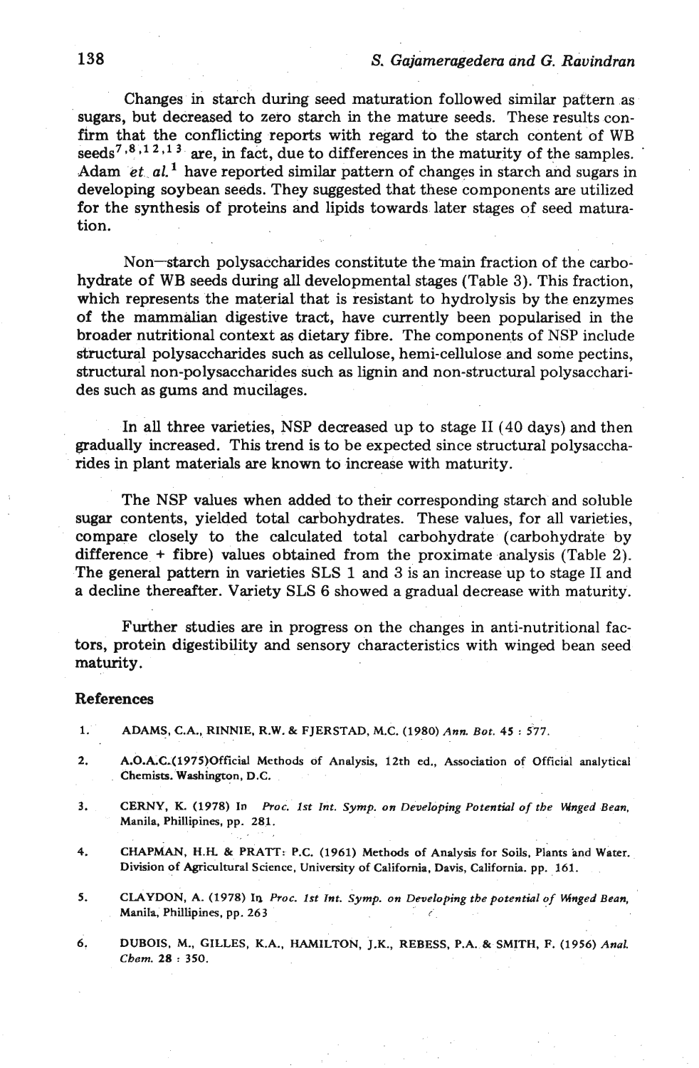Changes in starch during seed maturation followed similar pattern as sugars, but decreased to zero starch in the mature seeds. These results confirm that the conflicting reports with regard to the starch content of WB seeds[7,8,12,13] are, in fact, due to differences in the maturity of the samples. Adam *et al.*[1] have reported similar pattern of changes in starch and sugars in developing soybean seeds. They suggested that these components are utilized for the synthesis of proteins and lipids towards later stages of seed maturation.

Non—starch polysaccharides constitute the main fraction of the carbohydrate of WB seeds during all developmental stages (Table 3). This fraction, which represents the material that is resistant to hydrolysis by the enzymes of the mammalian digestive tract, have currently been popularised in the broader nutritional context as dietary fibre. The components of NSP include structural polysaccharides such as cellulose, hemi-cellulose and some pectins, structural non-polysaccharides such as lignin and non-structural polysaccharides such as gums and mucilages.

In all three varieties, NSP decreased up to stage II (40 days) and then gradually increased. This trend is to be expected since structural polysaccharides in plant materials are known to increase with maturity.

The NSP values when added to their corresponding starch and soluble sugar contents, yielded total carbohydrates. These values, for all varieties, compare closely to the calculated total carbohydrate (carbohydrate by difference + fibre) values obtained from the proximate analysis (Table 2). The general pattern in varieties SLS 1 and 3 is an increase up to stage II and a decline thereafter. Variety SLS 6 showed a gradual decrease with maturity.

Further studies are in progress on the changes in anti-nutritional factors, protein digestibility and sensory characteristics with winged bean seed maturity.

## References

1. ADAMS, C.A., RINNIE, R.W. & FJERSTAD, M.C. (1980) *Ann. Bot.* **45** : 577.
2. A.O.A.C.(1975)Official Methods of Analysis, 12th ed., Association of Official analytical Chemists. Washington, D.C.
3. CERNY, K. (1978) In *Proc. 1st Int. Symp. on Developing Potential of the Winged Bean*, Manila, Phillipines, pp. 281.
4. CHAPMAN, H.H. & PRATT: P.C. (1961) Methods of Analysis for Soils, Plants and Water. Division of Agricultural Science, University of California, Davis, California. pp. 161.
5. CLAYDON, A. (1978) In *Proc. 1st Int. Symp. on Developing the potential of Winged Bean*, Manila, Phillipines, pp. 263
6. DUBOIS, M., GILLES, K.A., HAMILTON, J.K., REBESS, P.A. & SMITH, F. (1956) *Anal. Chem.* **28** : 350.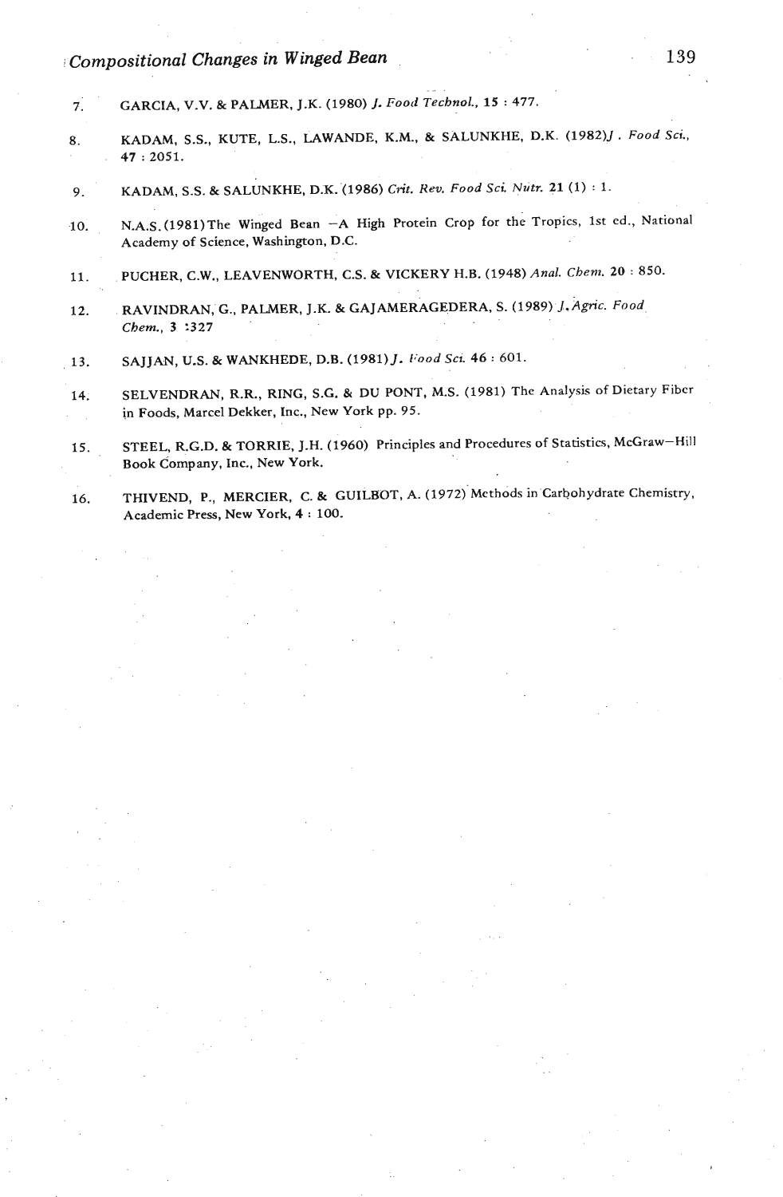7. GARCIA, V.V. & PALMER, J.K. (1980) *J. Food Technol.*, **15** : 477.

8. KADAM, S.S., KUTE, L.S., LAWANDE, K.M., & SALUNKHE, D.K. (1982)*J . Food Sci.*, **47** : 2051.

9. KADAM, S.S. & SALUNKHE, D.K. (1986) *Crit. Rev. Food Sci. Nutr.* **21** (1) : 1.

10. N.A.S. (1981) The Winged Bean –A High Protein Crop for the Tropics, 1st ed., National Academy of Science, Washington, D.C.

11. PUCHER, C.W., LEAVENWORTH, C.S. & VICKERY H.B. (1948) *Anal. Chem.* **20** : 850.

12. RAVINDRAN, G., PALMER, J.K. & GAJAMERAGEDERA, S. (1989) *J. Agric. Food Chem.*, **3** :327

13. SAJJAN, U.S. & WANKHEDE, D.B. (1981)*J. Food Sci.* **46** : 601.

14. SELVENDRAN, R.R., RING, S.G. & DU PONT, M.S. (1981) The Analysis of Dietary Fiber in Foods, Marcel Dekker, Inc., New York pp. 95.

15. STEEL, R.G.D. & TORRIE, J.H. (1960) Principles and Procedures of Statistics, McGraw–Hill Book Company, Inc., New York.

16. THIVEND, P., MERCIER, C. & GUILBOT, A. (1972) Methods in Carbohydrate Chemistry, Academic Press, New York, **4** : 100.